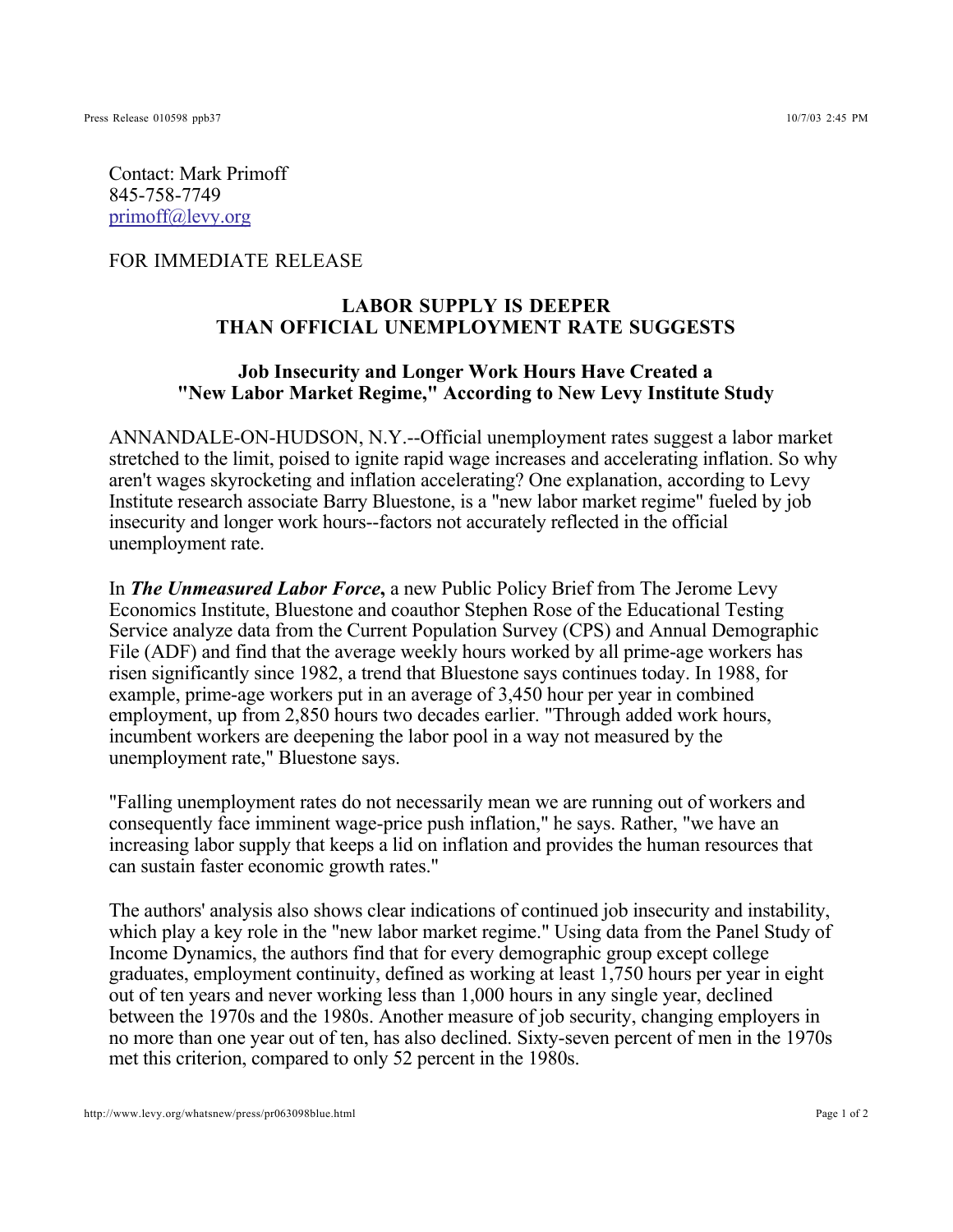Contact: Mark Primoff
845-758-7749
primoff@levy.org

FOR IMMEDIATE RELEASE

## LABOR SUPPLY IS DEEPER THAN OFFICIAL UNEMPLOYMENT RATE SUGGESTS

### Job Insecurity and Longer Work Hours Have Created a "New Labor Market Regime," According to New Levy Institute Study

ANNANDALE-ON-HUDSON, N.Y.--Official unemployment rates suggest a labor market stretched to the limit, poised to ignite rapid wage increases and accelerating inflation. So why aren't wages skyrocketing and inflation accelerating? One explanation, according to Levy Institute research associate Barry Bluestone, is a "new labor market regime" fueled by job insecurity and longer work hours--factors not accurately reflected in the official unemployment rate.

In ***The Unmeasured Labor Force*****,** a new Public Policy Brief from The Jerome Levy Economics Institute, Bluestone and coauthor Stephen Rose of the Educational Testing Service analyze data from the Current Population Survey (CPS) and Annual Demographic File (ADF) and find that the average weekly hours worked by all prime-age workers has risen significantly since 1982, a trend that Bluestone says continues today. In 1988, for example, prime-age workers put in an average of 3,450 hour per year in combined employment, up from 2,850 hours two decades earlier. "Through added work hours, incumbent workers are deepening the labor pool in a way not measured by the unemployment rate," Bluestone says.

"Falling unemployment rates do not necessarily mean we are running out of workers and consequently face imminent wage-price push inflation," he says. Rather, "we have an increasing labor supply that keeps a lid on inflation and provides the human resources that can sustain faster economic growth rates."

The authors' analysis also shows clear indications of continued job insecurity and instability, which play a key role in the "new labor market regime." Using data from the Panel Study of Income Dynamics, the authors find that for every demographic group except college graduates, employment continuity, defined as working at least 1,750 hours per year in eight out of ten years and never working less than 1,000 hours in any single year, declined between the 1970s and the 1980s. Another measure of job security, changing employers in no more than one year out of ten, has also declined. Sixty-seven percent of men in the 1970s met this criterion, compared to only 52 percent in the 1980s.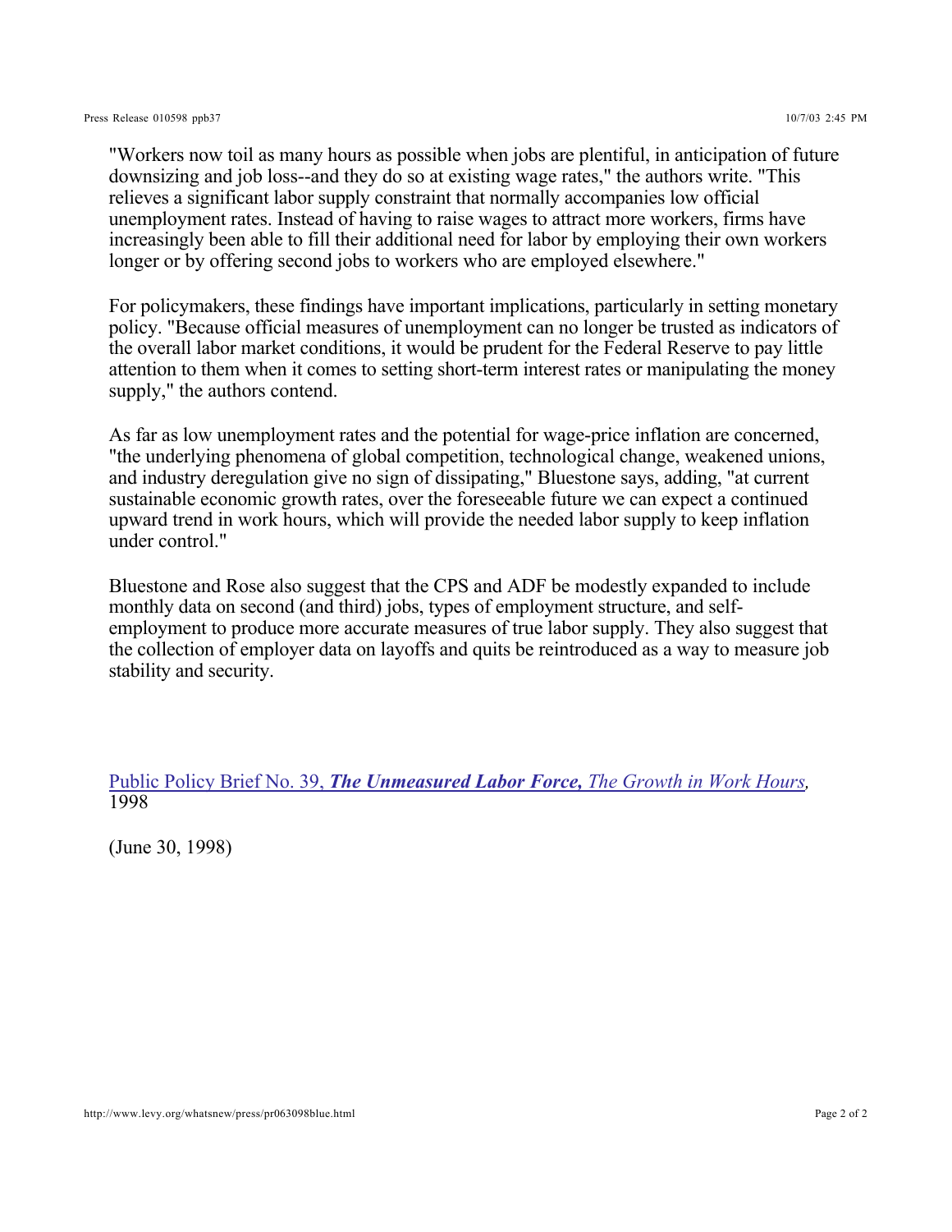"Workers now toil as many hours as possible when jobs are plentiful, in anticipation of future downsizing and job loss--and they do so at existing wage rates," the authors write. "This relieves a significant labor supply constraint that normally accompanies low official unemployment rates. Instead of having to raise wages to attract more workers, firms have increasingly been able to fill their additional need for labor by employing their own workers longer or by offering second jobs to workers who are employed elsewhere."

For policymakers, these findings have important implications, particularly in setting monetary policy. "Because official measures of unemployment can no longer be trusted as indicators of the overall labor market conditions, it would be prudent for the Federal Reserve to pay little attention to them when it comes to setting short-term interest rates or manipulating the money supply," the authors contend.

As far as low unemployment rates and the potential for wage-price inflation are concerned, "the underlying phenomena of global competition, technological change, weakened unions, and industry deregulation give no sign of dissipating," Bluestone says, adding, "at current sustainable economic growth rates, over the foreseeable future we can expect a continued upward trend in work hours, which will provide the needed labor supply to keep inflation under control."

Bluestone and Rose also suggest that the CPS and ADF be modestly expanded to include monthly data on second (and third) jobs, types of employment structure, and self-employment to produce more accurate measures of true labor supply. They also suggest that the collection of employer data on layoffs and quits be reintroduced as a way to measure job stability and security.

Public Policy Brief No. 39, ***The Unmeasured Labor Force,*** *The Growth in Work Hours*, 1998

(June 30, 1998)